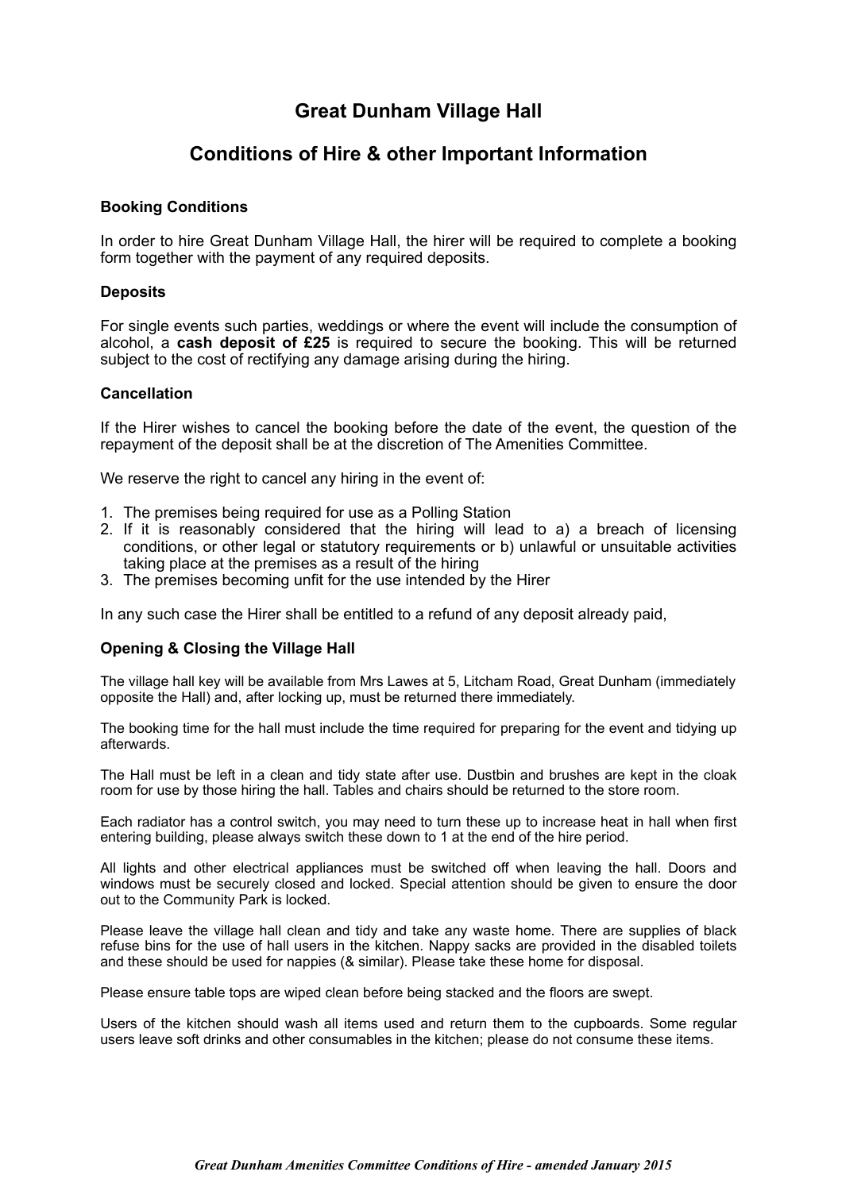# Great Dunham Village Hall

## Conditions of Hire & other Important Information

### Booking Conditions

In order to hire Great Dunham Village Hall, the hirer will be required to complete a booking form together with the payment of any required deposits.

### Deposits

For single events such parties, weddings or where the event will include the consumption of alcohol, a **cash deposit of £25** is required to secure the booking. This will be returned subject to the cost of rectifying any damage arising during the hiring.

### Cancellation

If the Hirer wishes to cancel the booking before the date of the event, the question of the repayment of the deposit shall be at the discretion of The Amenities Committee.

We reserve the right to cancel any hiring in the event of:

1. The premises being required for use as a Polling Station
2. If it is reasonably considered that the hiring will lead to a) a breach of licensing conditions, or other legal or statutory requirements or b) unlawful or unsuitable activities taking place at the premises as a result of the hiring
3. The premises becoming unfit for the use intended by the Hirer

In any such case the Hirer shall be entitled to a refund of any deposit already paid,

### Opening & Closing the Village Hall

The village hall key will be available from Mrs Lawes at 5, Litcham Road, Great Dunham (immediately opposite the Hall) and, after locking up, must be returned there immediately.

The booking time for the hall must include the time required for preparing for the event and tidying up afterwards.

The Hall must be left in a clean and tidy state after use. Dustbin and brushes are kept in the cloak room for use by those hiring the hall. Tables and chairs should be returned to the store room.

Each radiator has a control switch, you may need to turn these up to increase heat in hall when first entering building, please always switch these down to 1 at the end of the hire period.

All lights and other electrical appliances must be switched off when leaving the hall. Doors and windows must be securely closed and locked. Special attention should be given to ensure the door out to the Community Park is locked.

Please leave the village hall clean and tidy and take any waste home. There are supplies of black refuse bins for the use of hall users in the kitchen. Nappy sacks are provided in the disabled toilets and these should be used for nappies (& similar). Please take these home for disposal.

Please ensure table tops are wiped clean before being stacked and the floors are swept.

Users of the kitchen should wash all items used and return them to the cupboards. Some regular users leave soft drinks and other consumables in the kitchen; please do not consume these items.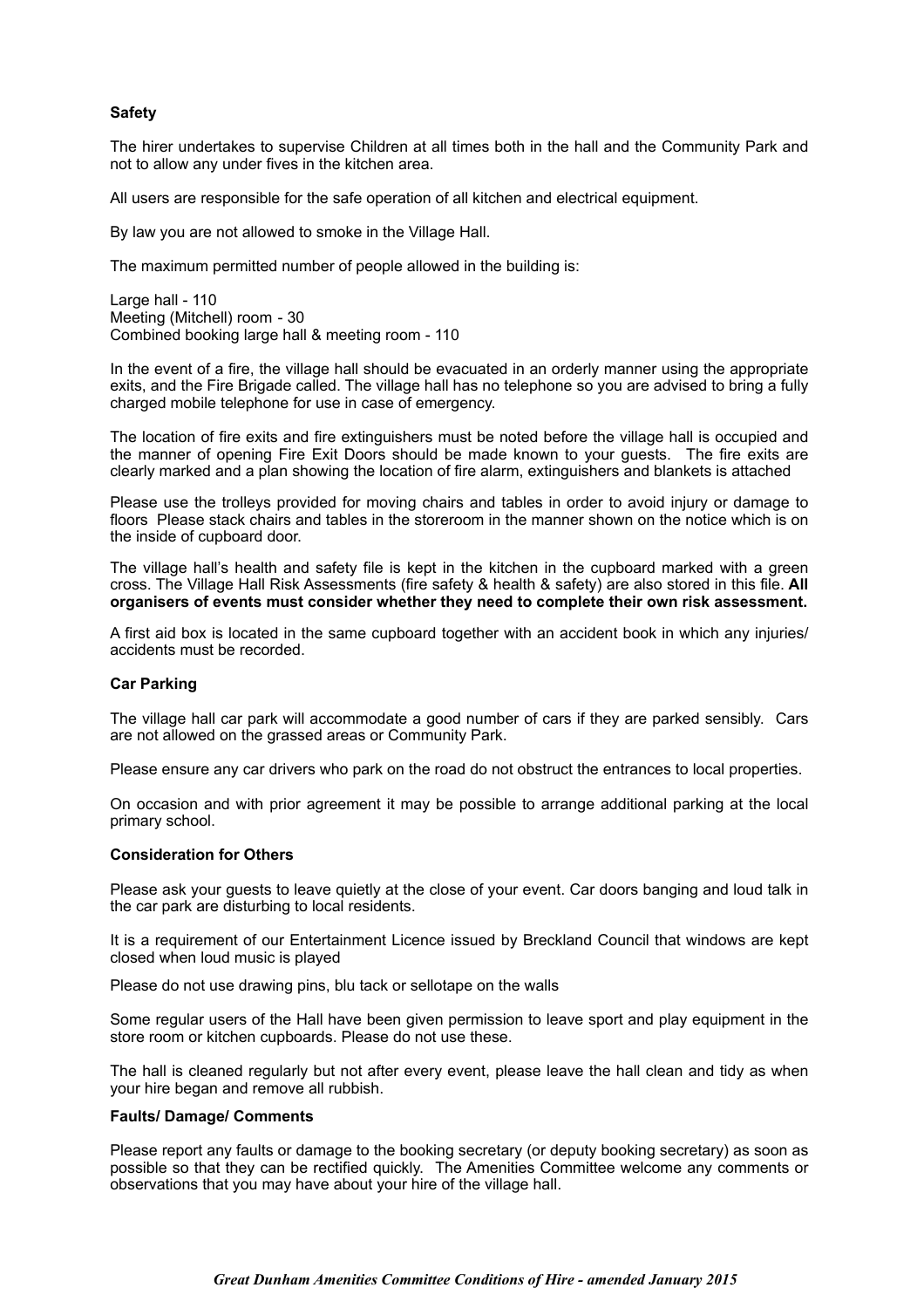**Safety**

The hirer undertakes to supervise Children at all times both in the hall and the Community Park and not to allow any under fives in the kitchen area.

All users are responsible for the safe operation of all kitchen and electrical equipment.

By law you are not allowed to smoke in the Village Hall.

The maximum permitted number of people allowed in the building is:

Large hall - 110
Meeting (Mitchell) room - 30
Combined booking large hall & meeting room - 110

In the event of a fire, the village hall should be evacuated in an orderly manner using the appropriate exits, and the Fire Brigade called. The village hall has no telephone so you are advised to bring a fully charged mobile telephone for use in case of emergency.

The location of fire exits and fire extinguishers must be noted before the village hall is occupied and the manner of opening Fire Exit Doors should be made known to your guests. The fire exits are clearly marked and a plan showing the location of fire alarm, extinguishers and blankets is attached

Please use the trolleys provided for moving chairs and tables in order to avoid injury or damage to floors Please stack chairs and tables in the storeroom in the manner shown on the notice which is on the inside of cupboard door.

The village hall's health and safety file is kept in the kitchen in the cupboard marked with a green cross. The Village Hall Risk Assessments (fire safety & health & safety) are also stored in this file. **All organisers of events must consider whether they need to complete their own risk assessment.**

A first aid box is located in the same cupboard together with an accident book in which any injuries/ accidents must be recorded.

**Car Parking**

The village hall car park will accommodate a good number of cars if they are parked sensibly. Cars are not allowed on the grassed areas or Community Park.

Please ensure any car drivers who park on the road do not obstruct the entrances to local properties.

On occasion and with prior agreement it may be possible to arrange additional parking at the local primary school.

**Consideration for Others**

Please ask your guests to leave quietly at the close of your event. Car doors banging and loud talk in the car park are disturbing to local residents.

It is a requirement of our Entertainment Licence issued by Breckland Council that windows are kept closed when loud music is played

Please do not use drawing pins, blu tack or sellotape on the walls

Some regular users of the Hall have been given permission to leave sport and play equipment in the store room or kitchen cupboards. Please do not use these.

The hall is cleaned regularly but not after every event, please leave the hall clean and tidy as when your hire began and remove all rubbish.

**Faults/ Damage/ Comments**

Please report any faults or damage to the booking secretary (or deputy booking secretary) as soon as possible so that they can be rectified quickly. The Amenities Committee welcome any comments or observations that you may have about your hire of the village hall.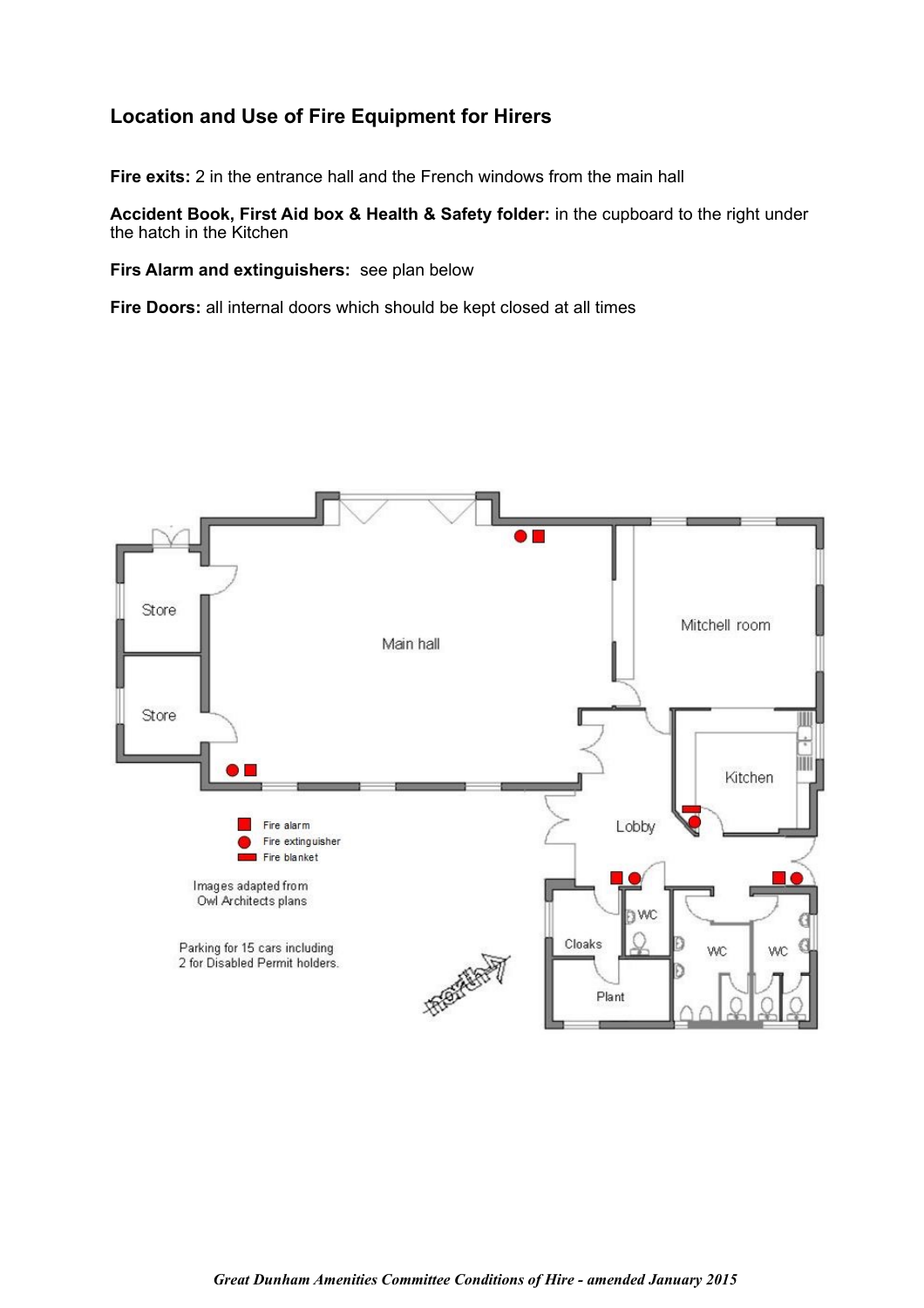## Location and Use of Fire Equipment for Hirers

**Fire exits:** 2 in the entrance hall and the French windows from the main hall

**Accident Book, First Aid box & Health & Safety folder:** in the cupboard to the right under the hatch in the Kitchen

**Firs Alarm and extinguishers:** see plan below

**Fire Doors:** all internal doors which should be kept closed at all times

Store

Store

Main hall

Mitchell room

Kitchen

Lobby

Cloaks

Plant

WC

WC

WC

Fire alarm

Fire extinguisher

Fire blanket

Images adapted from Owl Architects plans

Parking for 15 cars including 2 for Disabled Permit holders.

north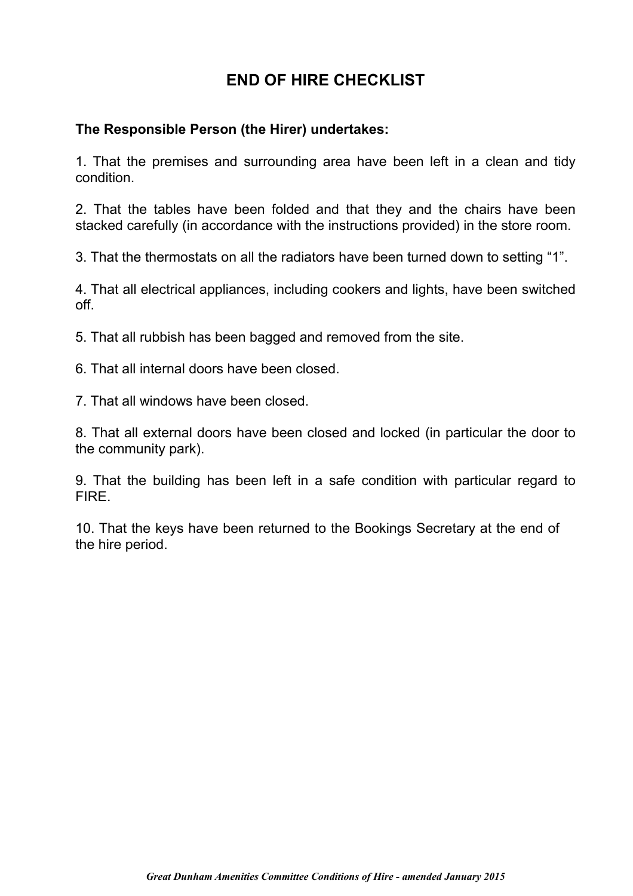# END OF HIRE CHECKLIST

**The Responsible Person (the Hirer) undertakes:**

1. That the premises and surrounding area have been left in a clean and tidy condition.

2. That the tables have been folded and that they and the chairs have been stacked carefully (in accordance with the instructions provided) in the store room.

3. That the thermostats on all the radiators have been turned down to setting "1".

4. That all electrical appliances, including cookers and lights, have been switched off.

5. That all rubbish has been bagged and removed from the site.

6. That all internal doors have been closed.

7. That all windows have been closed.

8. That all external doors have been closed and locked (in particular the door to the community park).

9. That the building has been left in a safe condition with particular regard to FIRE.

10. That the keys have been returned to the Bookings Secretary at the end of the hire period.